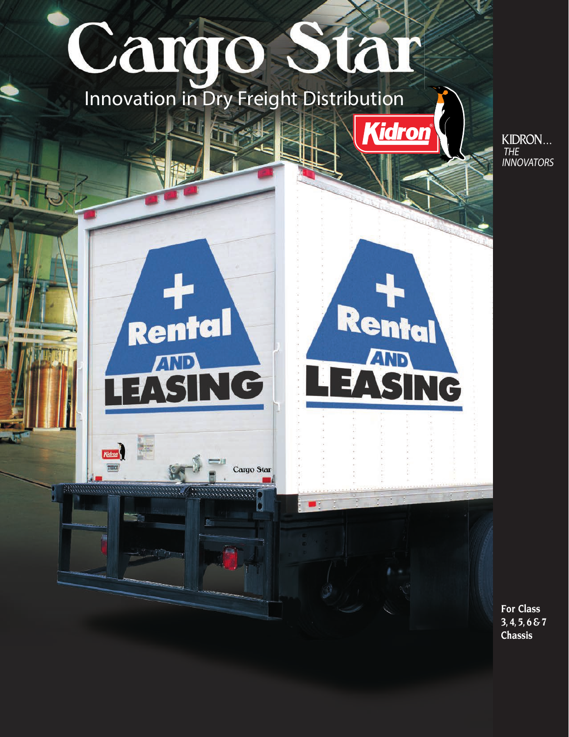# Cargo Star

## Innovation in Dry Freight Distribution

Kidron®

KIDRON...
*THE INNOVATORS*

**For Class 3, 4, 5, 6 & 7 Chassis**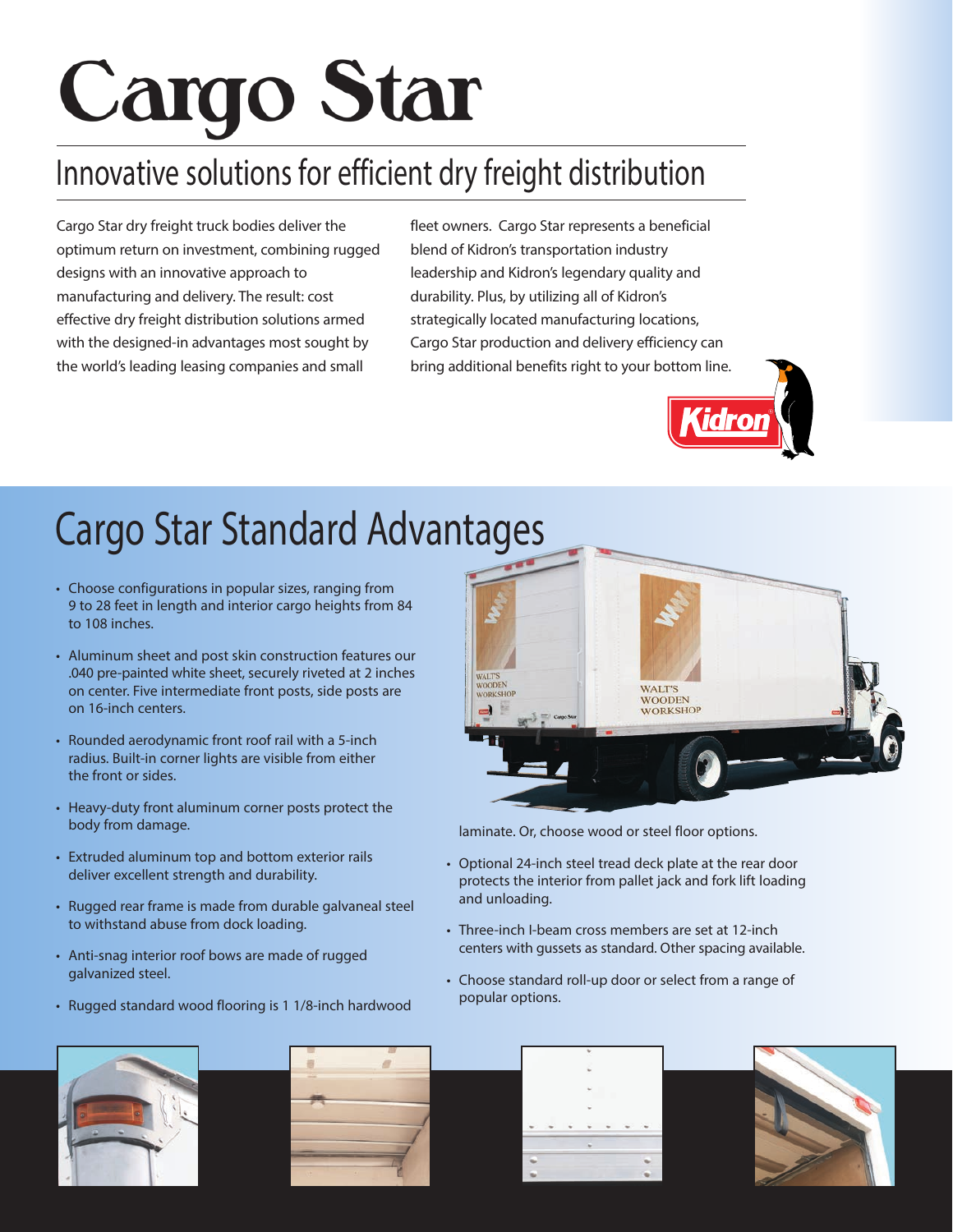# Cargo Star

## Innovative solutions for efficient dry freight distribution

Cargo Star dry freight truck bodies deliver the optimum return on investment, combining rugged designs with an innovative approach to manufacturing and delivery. The result: cost effective dry freight distribution solutions armed with the designed-in advantages most sought by the world's leading leasing companies and small fleet owners. Cargo Star represents a beneficial blend of Kidron's transportation industry leadership and Kidron's legendary quality and durability. Plus, by utilizing all of Kidron's strategically located manufacturing locations, Cargo Star production and delivery efficiency can bring additional benefits right to your bottom line.

## Cargo Star Standard Advantages

- Choose configurations in popular sizes, ranging from 9 to 28 feet in length and interior cargo heights from 84 to 108 inches.
- Aluminum sheet and post skin construction features our .040 pre-painted white sheet, securely riveted at 2 inches on center. Five intermediate front posts, side posts are on 16-inch centers.
- Rounded aerodynamic front roof rail with a 5-inch radius. Built-in corner lights are visible from either the front or sides.
- Heavy-duty front aluminum corner posts protect the body from damage.
- Extruded aluminum top and bottom exterior rails deliver excellent strength and durability.
- Rugged rear frame is made from durable galvaneal steel to withstand abuse from dock loading.
- Anti-snag interior roof bows are made of rugged galvanized steel.
- Rugged standard wood flooring is 1 1/8-inch hardwood laminate. Or, choose wood or steel floor options.
- Optional 24-inch steel tread deck plate at the rear door protects the interior from pallet jack and fork lift loading and unloading.
- Three-inch I-beam cross members are set at 12-inch centers with gussets as standard. Other spacing available.
- Choose standard roll-up door or select from a range of popular options.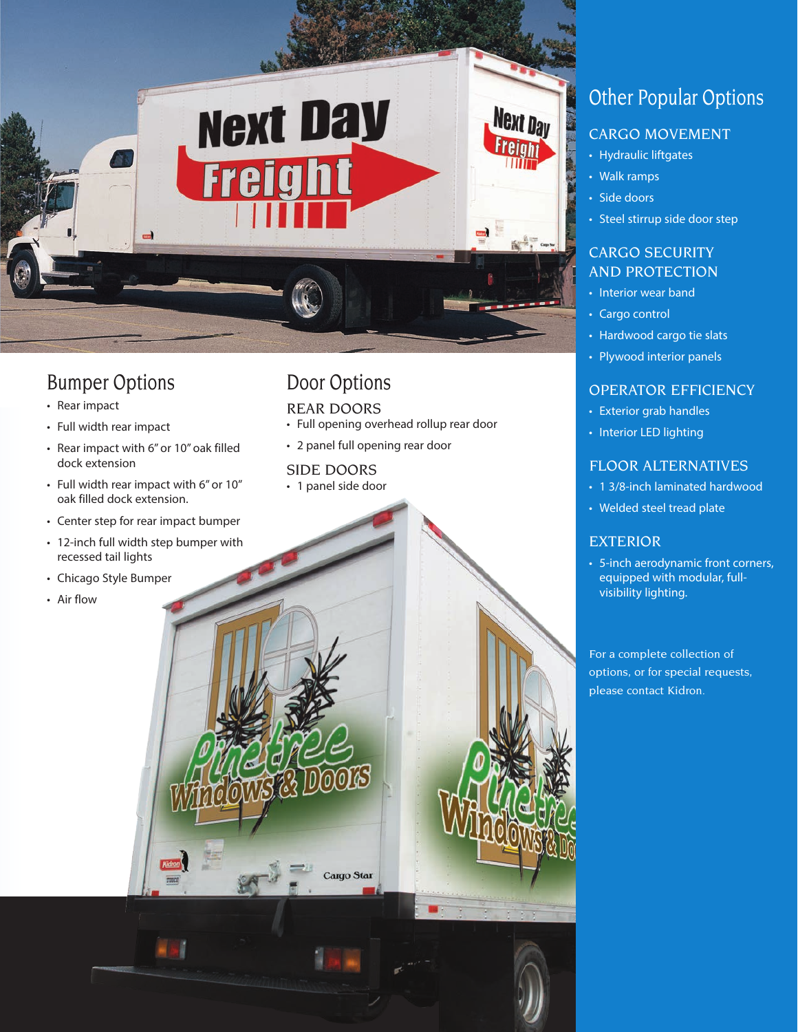## Bumper Options

- Rear impact
- Full width rear impact
- Rear impact with 6″ or 10″ oak filled dock extension
- Full width rear impact with 6″ or 10″ oak filled dock extension.
- Center step for rear impact bumper
- 12-inch full width step bumper with recessed tail lights
- Chicago Style Bumper
- Air flow

## Door Options

### REAR DOORS

- Full opening overhead rollup rear door
- 2 panel full opening rear door

### SIDE DOORS

- 1 panel side door

## Other Popular Options

### CARGO MOVEMENT

- Hydraulic liftgates
- Walk ramps
- Side doors
- Steel stirrup side door step

### CARGO SECURITY AND PROTECTION

- Interior wear band
- Cargo control
- Hardwood cargo tie slats
- Plywood interior panels

### OPERATOR EFFICIENCY

- Exterior grab handles
- Interior LED lighting

### FLOOR ALTERNATIVES

- 1 3/8-inch laminated hardwood
- Welded steel tread plate

### EXTERIOR

- 5-inch aerodynamic front corners, equipped with modular, full-visibility lighting.

For a complete collection of options, or for special requests, please contact Kidron.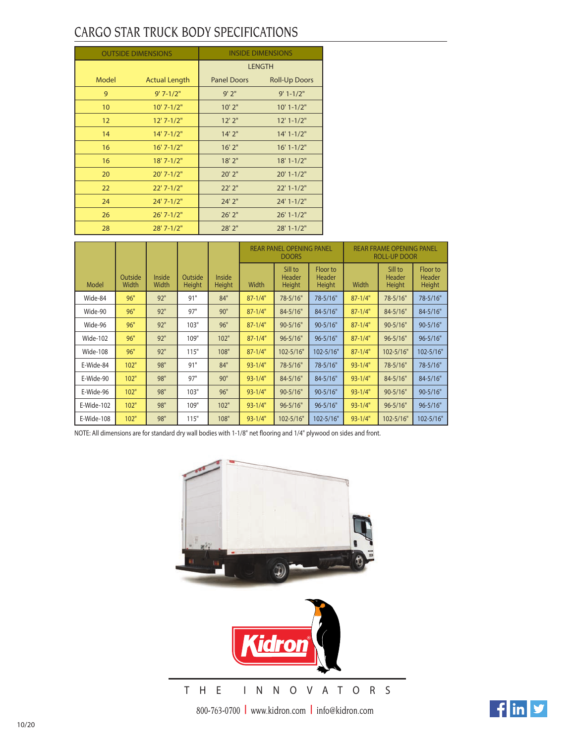# CARGO STAR TRUCK BODY SPECIFICATIONS

| OUTSIDE DIMENSIONS | | INSIDE DIMENSIONS | |
|---|---|---|---|
| | | LENGTH | |
| Model | Actual Length | Panel Doors | Roll-Up Doors |
| 9 | 9' 7-1/2" | 9' 2" | 9' 1-1/2" |
| 10 | 10' 7-1/2" | 10' 2" | 10' 1-1/2" |
| 12 | 12' 7-1/2" | 12' 2" | 12' 1-1/2" |
| 14 | 14' 7-1/2" | 14' 2" | 14' 1-1/2" |
| 16 | 16' 7-1/2" | 16' 2" | 16' 1-1/2" |
| 16 | 18' 7-1/2" | 18' 2" | 18' 1-1/2" |
| 20 | 20' 7-1/2" | 20' 2" | 20' 1-1/2" |
| 22 | 22' 7-1/2" | 22' 2" | 22' 1-1/2" |
| 24 | 24' 7-1/2" | 24' 2" | 24' 1-1/2" |
| 26 | 26' 7-1/2" | 26' 2" | 26' 1-1/2" |
| 28 | 28' 7-1/2" | 28' 2" | 28' 1-1/2" |

| Model | Outside Width | Inside Width | Outside Height | Inside Height | REAR PANEL OPENING PANEL DOORS | | | REAR FRAME OPENING PANEL ROLL-UP DOOR | | |
|---|---|---|---|---|---|---|---|---|---|---|
| | | | | | Width | Sill to Header Height | Floor to Header Height | Width | Sill to Header Height | Floor to Header Height |
| Wide-84 | 96" | 92" | 91" | 84" | 87-1/4" | 78-5/16" | 78-5/16" | 87-1/4" | 78-5/16" | 78-5/16" |
| Wide-90 | 96" | 92" | 97" | 90" | 87-1/4" | 84-5/16" | 84-5/16" | 87-1/4" | 84-5/16" | 84-5/16" |
| Wide-96 | 96" | 92" | 103" | 96" | 87-1/4" | 90-5/16" | 90-5/16" | 87-1/4" | 90-5/16" | 90-5/16" |
| Wide-102 | 96" | 92" | 109" | 102" | 87-1/4" | 96-5/16" | 96-5/16" | 87-1/4" | 96-5/16" | 96-5/16" |
| Wide-108 | 96" | 92" | 115" | 108" | 87-1/4" | 102-5/16" | 102-5/16" | 87-1/4" | 102-5/16" | 102-5/16" |
| E-Wide-84 | 102" | 98" | 91" | 84" | 93-1/4" | 78-5/16" | 78-5/16" | 93-1/4" | 78-5/16" | 78-5/16" |
| E-Wide-90 | 102" | 98" | 97" | 90" | 93-1/4" | 84-5/16" | 84-5/16" | 93-1/4" | 84-5/16" | 84-5/16" |
| E-Wide-96 | 102" | 98" | 103" | 96" | 93-1/4" | 90-5/16" | 90-5/16" | 93-1/4" | 90-5/16" | 90-5/16" |
| E-Wide-102 | 102" | 98" | 109" | 102" | 93-1/4" | 96-5/16" | 96-5/16" | 93-1/4" | 96-5/16" | 96-5/16" |
| E-Wide-108 | 102" | 98" | 115" | 108" | 93-1/4" | 102-5/16" | 102-5/16" | 93-1/4" | 102-5/16" | 102-5/16" |

NOTE: All dimensions are for standard dry wall bodies with 1-1/8" net flooring and 1/4" plywood on sides and front.

Kidron

THE INNOVATORS

800-763-0700 | www.kidron.com | info@kidron.com

10/20